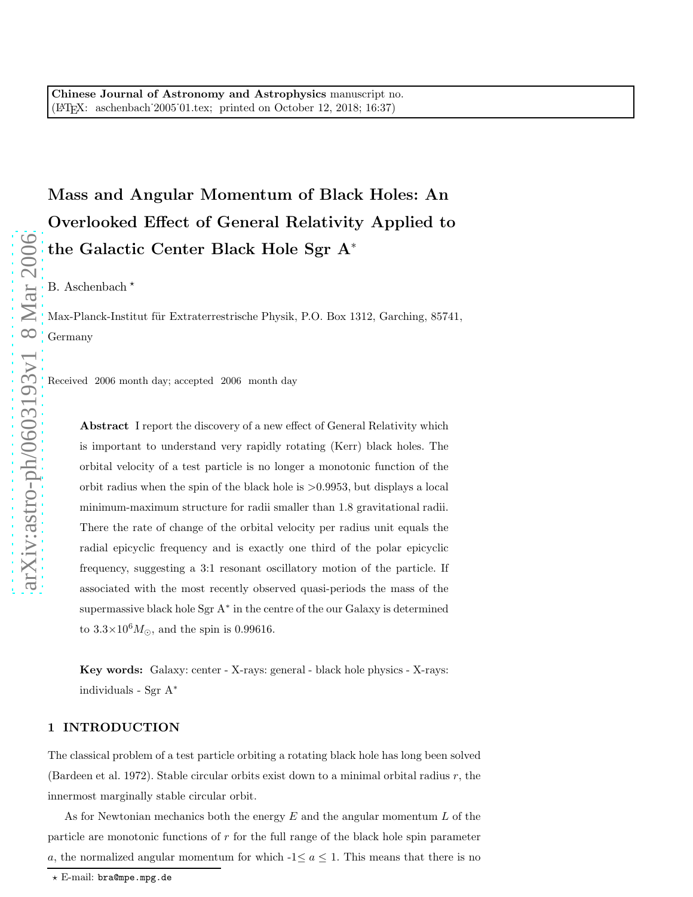Chinese Journal of Astronomy and Astrophysics manuscript no.
(LaTeX: aschenbach˙2005˙01.tex; printed on October 12, 2018; 16:37)

# Mass and Angular Momentum of Black Holes: An Overlooked Effect of General Relativity Applied to the Galactic Center Black Hole Sgr A*

B. Aschenbach *

Max-Planck-Institut für Extraterrestrische Physik, P.O. Box 1312, Garching, 85741, Germany

Received 2006 month day; accepted 2006 month day

**Abstract** I report the discovery of a new effect of General Relativity which is important to understand very rapidly rotating (Kerr) black holes. The orbital velocity of a test particle is no longer a monotonic function of the orbit radius when the spin of the black hole is >0.9953, but displays a local minimum-maximum structure for radii smaller than 1.8 gravitational radii. There the rate of change of the orbital velocity per radius unit equals the radial epicyclic frequency and is exactly one third of the polar epicyclic frequency, suggesting a 3:1 resonant oscillatory motion of the particle. If associated with the most recently observed quasi-periods the mass of the supermassive black hole Sgr A* in the centre of the our Galaxy is determined to $3.3\times10^6 M_\odot$, and the spin is 0.99616.

**Key words:** Galaxy: center - X-rays: general - black hole physics - X-rays: individuals - Sgr A*

## 1 INTRODUCTION

The classical problem of a test particle orbiting a rotating black hole has long been solved (Bardeen et al. 1972). Stable circular orbits exist down to a minimal orbital radius $r$, the innermost marginally stable circular orbit.

As for Newtonian mechanics both the energy $E$ and the angular momentum $L$ of the particle are monotonic functions of $r$ for the full range of the black hole spin parameter $a$, the normalized angular momentum for which $-1\leq a \leq 1$. This means that there is no

* E-mail: bra@mpe.mpg.de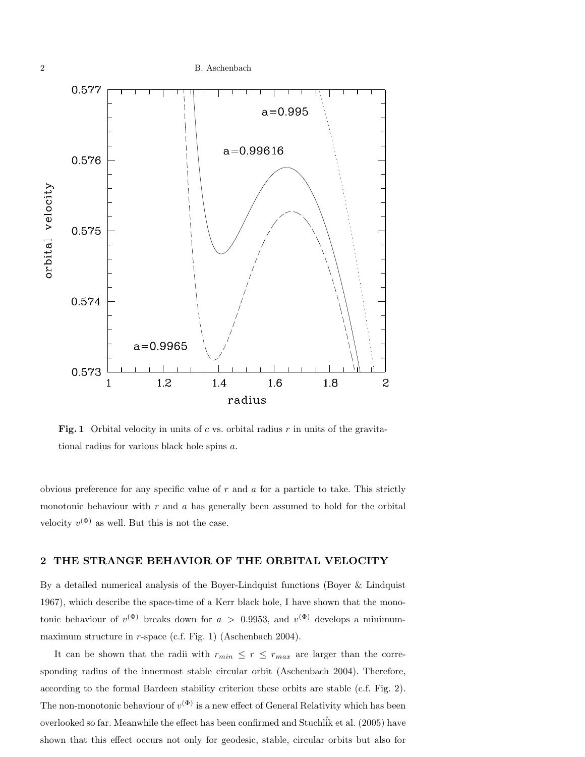**Fig. 1** Orbital velocity in units of $c$ vs. orbital radius $r$ in units of the gravitational radius for various black hole spins $a$.

obvious preference for any specific value of $r$ and $a$ for a particle to take. This strictly monotonic behaviour with $r$ and $a$ has generally been assumed to hold for the orbital velocity $v^{(\Phi)}$ as well. But this is not the case.

## 2 THE STRANGE BEHAVIOR OF THE ORBITAL VELOCITY

By a detailed numerical analysis of the Boyer-Lindquist functions (Boyer & Lindquist 1967), which describe the space-time of a Kerr black hole, I have shown that the monotonic behaviour of $v^{(\Phi)}$ breaks down for $a > 0.9953$, and $v^{(\Phi)}$ develops a minimum-maximum structure in $r$-space (c.f. Fig. 1) (Aschenbach 2004).

It can be shown that the radii with $r_{min} \leq r \leq r_{max}$ are larger than the corresponding radius of the innermost stable circular orbit (Aschenbach 2004). Therefore, according to the formal Bardeen stability criterion these orbits are stable (c.f. Fig. 2). The non-monotonic behaviour of $v^{(\Phi)}$ is a new effect of General Relativity which has been overlooked so far. Meanwhile the effect has been confirmed and Stuchlík et al. (2005) have shown that this effect occurs not only for geodesic, stable, circular orbits but also for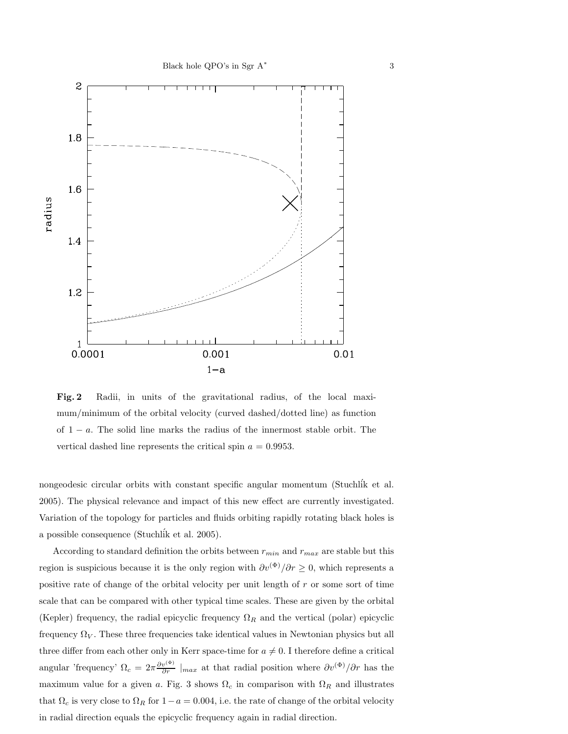**Fig. 2** Radii, in units of the gravitational radius, of the local maximum/minimum of the orbital velocity (curved dashed/dotted line) as function of $1-a$. The solid line marks the radius of the innermost stable orbit. The vertical dashed line represents the critical spin $a = 0.9953$.

nongeodesic circular orbits with constant specific angular momentum (Stuchlík et al. 2005). The physical relevance and impact of this new effect are currently investigated. Variation of the topology for particles and fluids orbiting rapidly rotating black holes is a possible consequence (Stuchlík et al. 2005).

According to standard definition the orbits between $r_{min}$ and $r_{max}$ are stable but this region is suspicious because it is the only region with $\partial v^{(\Phi)}/\partial r \geq 0$, which represents a positive rate of change of the orbital velocity per unit length of $r$ or some sort of time scale that can be compared with other typical time scales. These are given by the orbital (Kepler) frequency, the radial epicyclic frequency $\Omega_R$ and the vertical (polar) epicyclic frequency $\Omega_V$. These three frequencies take identical values in Newtonian physics but all three differ from each other only in Kerr space-time for $a \neq 0$. I therefore define a critical angular 'frequency' $\Omega_c = 2\pi \frac{\partial v^{(\Phi)}}{\partial r} \mid_{max}$ at that radial position where $\partial v^{(\Phi)}/\partial r$ has the maximum value for a given $a$. Fig. 3 shows $\Omega_c$ in comparison with $\Omega_R$ and illustrates that $\Omega_c$ is very close to $\Omega_R$ for $1-a = 0.004$, i.e. the rate of change of the orbital velocity in radial direction equals the epicyclic frequency again in radial direction.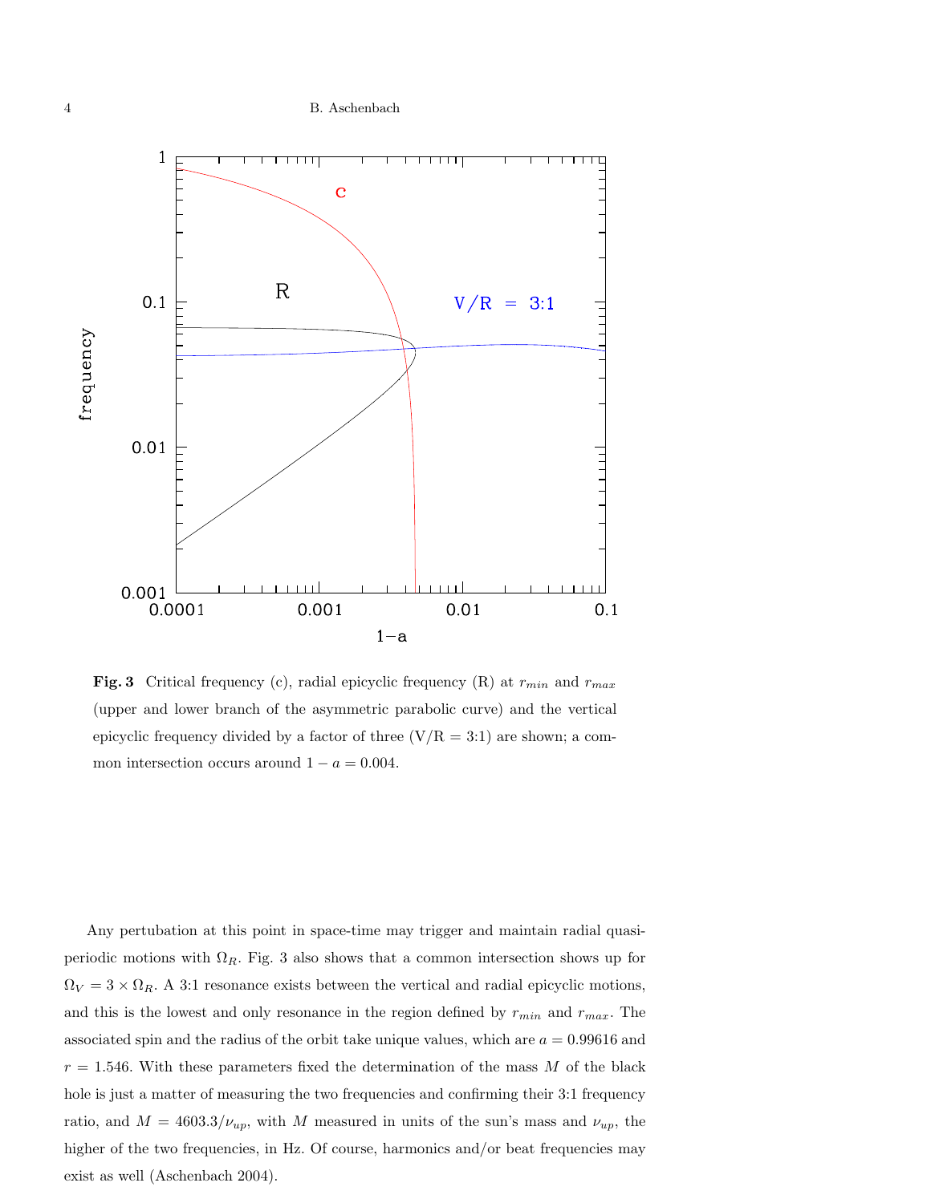**Fig. 3** Critical frequency (c), radial epicyclic frequency (R) at $r_{min}$ and $r_{max}$ (upper and lower branch of the asymmetric parabolic curve) and the vertical epicyclic frequency divided by a factor of three (V/R = 3:1) are shown; a common intersection occurs around $1 - a = 0.004$.

Any pertubation at this point in space-time may trigger and maintain radial quasi-periodic motions with $\Omega_R$. Fig. 3 also shows that a common intersection shows up for $\Omega_V = 3 \times \Omega_R$. A 3:1 resonance exists between the vertical and radial epicyclic motions, and this is the lowest and only resonance in the region defined by $r_{min}$ and $r_{max}$. The associated spin and the radius of the orbit take unique values, which are $a = 0.99616$ and $r = 1.546$. With these parameters fixed the determination of the mass $M$ of the black hole is just a matter of measuring the two frequencies and confirming their 3:1 frequency ratio, and $M = 4603.3/\nu_{up}$, with $M$ measured in units of the sun's mass and $\nu_{up}$, the higher of the two frequencies, in Hz. Of course, harmonics and/or beat frequencies may exist as well (Aschenbach 2004).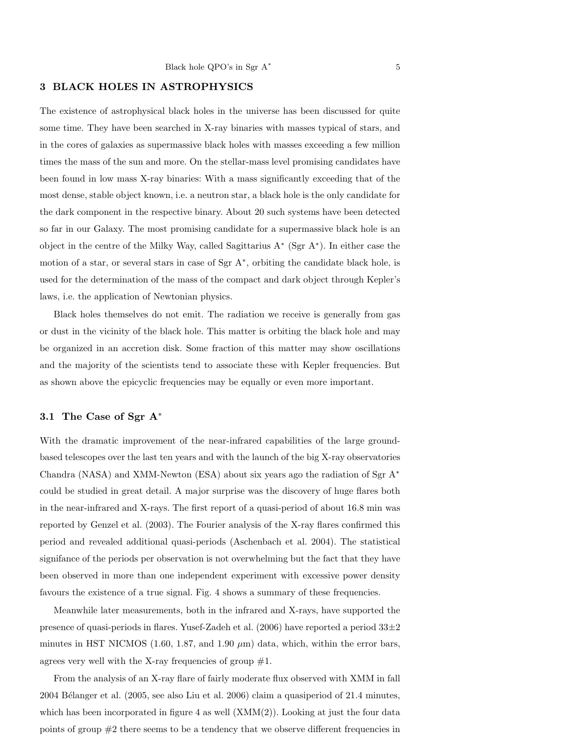## 3 BLACK HOLES IN ASTROPHYSICS

The existence of astrophysical black holes in the universe has been discussed for quite some time. They have been searched in X-ray binaries with masses typical of stars, and in the cores of galaxies as supermassive black holes with masses exceeding a few million times the mass of the sun and more. On the stellar-mass level promising candidates have been found in low mass X-ray binaries: With a mass significantly exceeding that of the most dense, stable object known, i.e. a neutron star, a black hole is the only candidate for the dark component in the respective binary. About 20 such systems have been detected so far in our Galaxy. The most promising candidate for a supermassive black hole is an object in the centre of the Milky Way, called Sagittarius A$^*$ (Sgr A$^*$). In either case the motion of a star, or several stars in case of Sgr A$^*$, orbiting the candidate black hole, is used for the determination of the mass of the compact and dark object through Kepler's laws, i.e. the application of Newtonian physics.

Black holes themselves do not emit. The radiation we receive is generally from gas or dust in the vicinity of the black hole. This matter is orbiting the black hole and may be organized in an accretion disk. Some fraction of this matter may show oscillations and the majority of the scientists tend to associate these with Kepler frequencies. But as shown above the epicyclic frequencies may be equally or even more important.

### 3.1 The Case of Sgr A$^*$

With the dramatic improvement of the near-infrared capabilities of the large ground-based telescopes over the last ten years and with the launch of the big X-ray observatories Chandra (NASA) and XMM-Newton (ESA) about six years ago the radiation of Sgr A$^*$ could be studied in great detail. A major surprise was the discovery of huge flares both in the near-infrared and X-rays. The first report of a quasi-period of about 16.8 min was reported by Genzel et al. (2003). The Fourier analysis of the X-ray flares confirmed this period and revealed additional quasi-periods (Aschenbach et al. 2004). The statistical signifance of the periods per observation is not overwhelming but the fact that they have been observed in more than one independent experiment with excessive power density favours the existence of a true signal. Fig. 4 shows a summary of these frequencies.

Meanwhile later measurements, both in the infrared and X-rays, have supported the presence of quasi-periods in flares. Yusef-Zadeh et al. (2006) have reported a period 33$\pm$2 minutes in HST NICMOS (1.60, 1.87, and 1.90 $\mu$m) data, which, within the error bars, agrees very well with the X-ray frequencies of group #1.

From the analysis of an X-ray flare of fairly moderate flux observed with XMM in fall 2004 Bélanger et al. (2005, see also Liu et al. 2006) claim a quasiperiod of 21.4 minutes, which has been incorporated in figure 4 as well (XMM(2)). Looking at just the four data points of group #2 there seems to be a tendency that we observe different frequencies in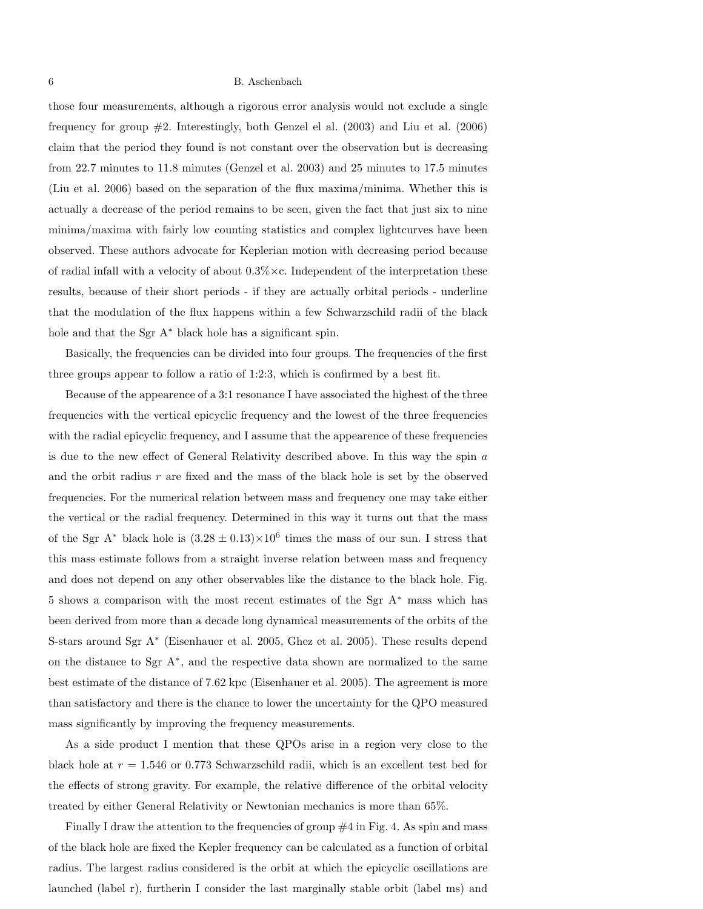those four measurements, although a rigorous error analysis would not exclude a single frequency for group #2. Interestingly, both Genzel el al. (2003) and Liu et al. (2006) claim that the period they found is not constant over the observation but is decreasing from 22.7 minutes to 11.8 minutes (Genzel et al. 2003) and 25 minutes to 17.5 minutes (Liu et al. 2006) based on the separation of the flux maxima/minima. Whether this is actually a decrease of the period remains to be seen, given the fact that just six to nine minima/maxima with fairly low counting statistics and complex lightcurves have been observed. These authors advocate for Keplerian motion with decreasing period because of radial infall with a velocity of about 0.3%×c. Independent of the interpretation these results, because of their short periods - if they are actually orbital periods - underline that the modulation of the flux happens within a few Schwarzschild radii of the black hole and that the Sgr A$^*$ black hole has a significant spin.

Basically, the frequencies can be divided into four groups. The frequencies of the first three groups appear to follow a ratio of 1:2:3, which is confirmed by a best fit.

Because of the appearence of a 3:1 resonance I have associated the highest of the three frequencies with the vertical epicyclic frequency and the lowest of the three frequencies with the radial epicyclic frequency, and I assume that the appearence of these frequencies is due to the new effect of General Relativity described above. In this way the spin $a$ and the orbit radius $r$ are fixed and the mass of the black hole is set by the observed frequencies. For the numerical relation between mass and frequency one may take either the vertical or the radial frequency. Determined in this way it turns out that the mass of the Sgr A$^*$ black hole is $(3.28 \pm 0.13) \times 10^6$ times the mass of our sun. I stress that this mass estimate follows from a straight inverse relation between mass and frequency and does not depend on any other observables like the distance to the black hole. Fig. 5 shows a comparison with the most recent estimates of the Sgr A$^*$ mass which has been derived from more than a decade long dynamical measurements of the orbits of the S-stars around Sgr A$^*$ (Eisenhauer et al. 2005, Ghez et al. 2005). These results depend on the distance to Sgr A$^*$, and the respective data shown are normalized to the same best estimate of the distance of 7.62 kpc (Eisenhauer et al. 2005). The agreement is more than satisfactory and there is the chance to lower the uncertainty for the QPO measured mass significantly by improving the frequency measurements.

As a side product I mention that these QPOs arise in a region very close to the black hole at $r = 1.546$ or 0.773 Schwarzschild radii, which is an excellent test bed for the effects of strong gravity. For example, the relative difference of the orbital velocity treated by either General Relativity or Newtonian mechanics is more than 65%.

Finally I draw the attention to the frequencies of group #4 in Fig. 4. As spin and mass of the black hole are fixed the Kepler frequency can be calculated as a function of orbital radius. The largest radius considered is the orbit at which the epicyclic oscillations are launched (label r), furtherin I consider the last marginally stable orbit (label ms) and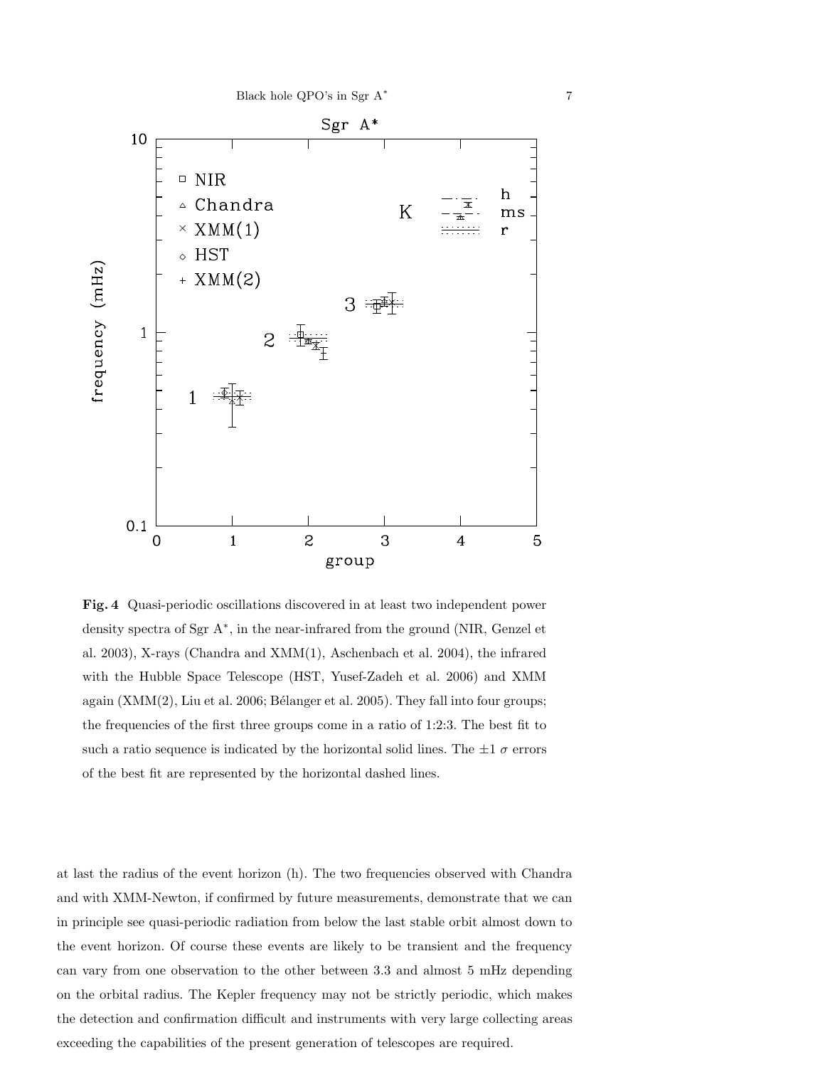**Fig. 4** Quasi-periodic oscillations discovered in at least two independent power density spectra of Sgr A$^*$, in the near-infrared from the ground (NIR, Genzel et al. 2003), X-rays (Chandra and XMM(1), Aschenbach et al. 2004), the infrared with the Hubble Space Telescope (HST, Yusef-Zadeh et al. 2006) and XMM again (XMM(2), Liu et al. 2006; Bélanger et al. 2005). They fall into four groups; the frequencies of the first three groups come in a ratio of 1:2:3. The best fit to such a ratio sequence is indicated by the horizontal solid lines. The $\pm 1\ \sigma$ errors of the best fit are represented by the horizontal dashed lines.

at last the radius of the event horizon (h). The two frequencies observed with Chandra and with XMM-Newton, if confirmed by future measurements, demonstrate that we can in principle see quasi-periodic radiation from below the last stable orbit almost down to the event horizon. Of course these events are likely to be transient and the frequency can vary from one observation to the other between 3.3 and almost 5 mHz depending on the orbital radius. The Kepler frequency may not be strictly periodic, which makes the detection and confirmation difficult and instruments with very large collecting areas exceeding the capabilities of the present generation of telescopes are required.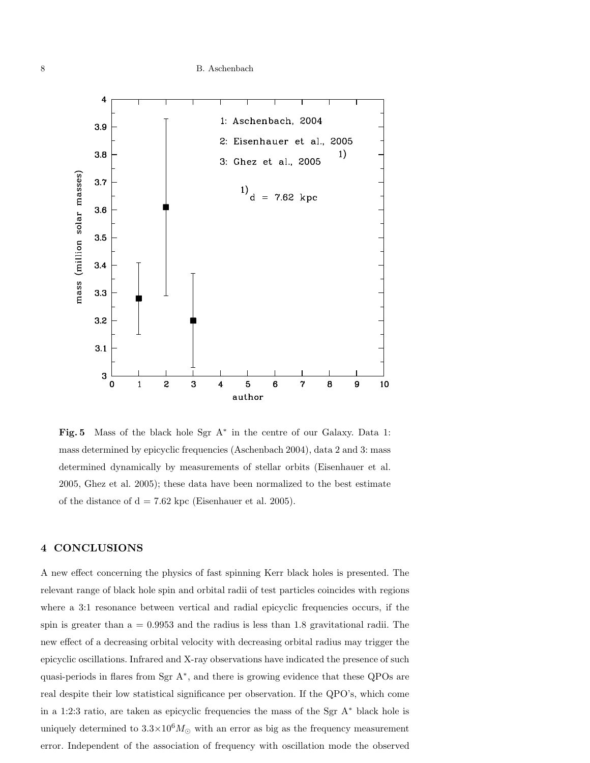**Fig. 5** Mass of the black hole Sgr A* in the centre of our Galaxy. Data 1: mass determined by epicyclic frequencies (Aschenbach 2004), data 2 and 3: mass determined dynamically by measurements of stellar orbits (Eisenhauer et al. 2005, Ghez et al. 2005); these data have been normalized to the best estimate of the distance of d = 7.62 kpc (Eisenhauer et al. 2005).

## 4 CONCLUSIONS

A new effect concerning the physics of fast spinning Kerr black holes is presented. The relevant range of black hole spin and orbital radii of test particles coincides with regions where a 3:1 resonance between vertical and radial epicyclic frequencies occurs, if the spin is greater than a = 0.9953 and the radius is less than 1.8 gravitational radii. The new effect of a decreasing orbital velocity with decreasing orbital radius may trigger the epicyclic oscillations. Infrared and X-ray observations have indicated the presence of such quasi-periods in flares from Sgr A*, and there is growing evidence that these QPOs are real despite their low statistical significance per observation. If the QPO's, which come in a 1:2:3 ratio, are taken as epicyclic frequencies the mass of the Sgr A* black hole is uniquely determined to $3.3{\times}10^6 M_{\odot}$ with an error as big as the frequency measurement error. Independent of the association of frequency with oscillation mode the observed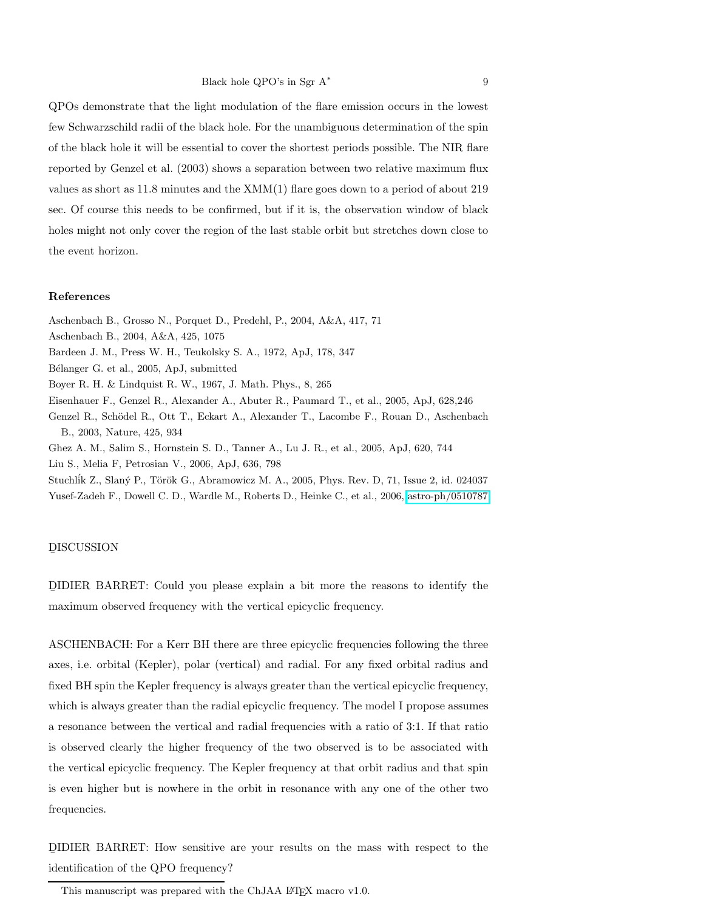QPOs demonstrate that the light modulation of the flare emission occurs in the lowest few Schwarzschild radii of the black hole. For the unambiguous determination of the spin of the black hole it will be essential to cover the shortest periods possible. The NIR flare reported by Genzel et al. (2003) shows a separation between two relative maximum flux values as short as 11.8 minutes and the XMM(1) flare goes down to a period of about 219 sec. Of course this needs to be confirmed, but if it is, the observation window of black holes might not only cover the region of the last stable orbit but stretches down close to the event horizon.

## References

Aschenbach B., Grosso N., Porquet D., Predehl, P., 2004, A&A, 417, 71

Aschenbach B., 2004, A&A, 425, 1075

Bardeen J. M., Press W. H., Teukolsky S. A., 1972, ApJ, 178, 347

Bélanger G. et al., 2005, ApJ, submitted

Boyer R. H. & Lindquist R. W., 1967, J. Math. Phys., 8, 265

Eisenhauer F., Genzel R., Alexander A., Abuter R., Paumard T., et al., 2005, ApJ, 628,246

Genzel R., Schödel R., Ott T., Eckart A., Alexander T., Lacombe F., Rouan D., Aschenbach B., 2003, Nature, 425, 934

Ghez A. M., Salim S., Hornstein S. D., Tanner A., Lu J. R., et al., 2005, ApJ, 620, 744

Liu S., Melia F, Petrosian V., 2006, ApJ, 636, 798

Stuchlík Z., Slaný P., Török G., Abramowicz M. A., 2005, Phys. Rev. D, 71, Issue 2, id. 024037

Yusef-Zadeh F., Dowell C. D., Wardle M., Roberts D., Heinke C., et al., 2006, astro-ph/0510787

## DISCUSSION

DIDIER BARRET: Could you please explain a bit more the reasons to identify the maximum observed frequency with the vertical epicyclic frequency.

ASCHENBACH: For a Kerr BH there are three epicyclic frequencies following the three axes, i.e. orbital (Kepler), polar (vertical) and radial. For any fixed orbital radius and fixed BH spin the Kepler frequency is always greater than the vertical epicyclic frequency, which is always greater than the radial epicyclic frequency. The model I propose assumes a resonance between the vertical and radial frequencies with a ratio of 3:1. If that ratio is observed clearly the higher frequency of the two observed is to be associated with the vertical epicyclic frequency. The Kepler frequency at that orbit radius and that spin is even higher but is nowhere in the orbit in resonance with any one of the other two frequencies.

DIDIER BARRET: How sensitive are your results on the mass with respect to the identification of the QPO frequency?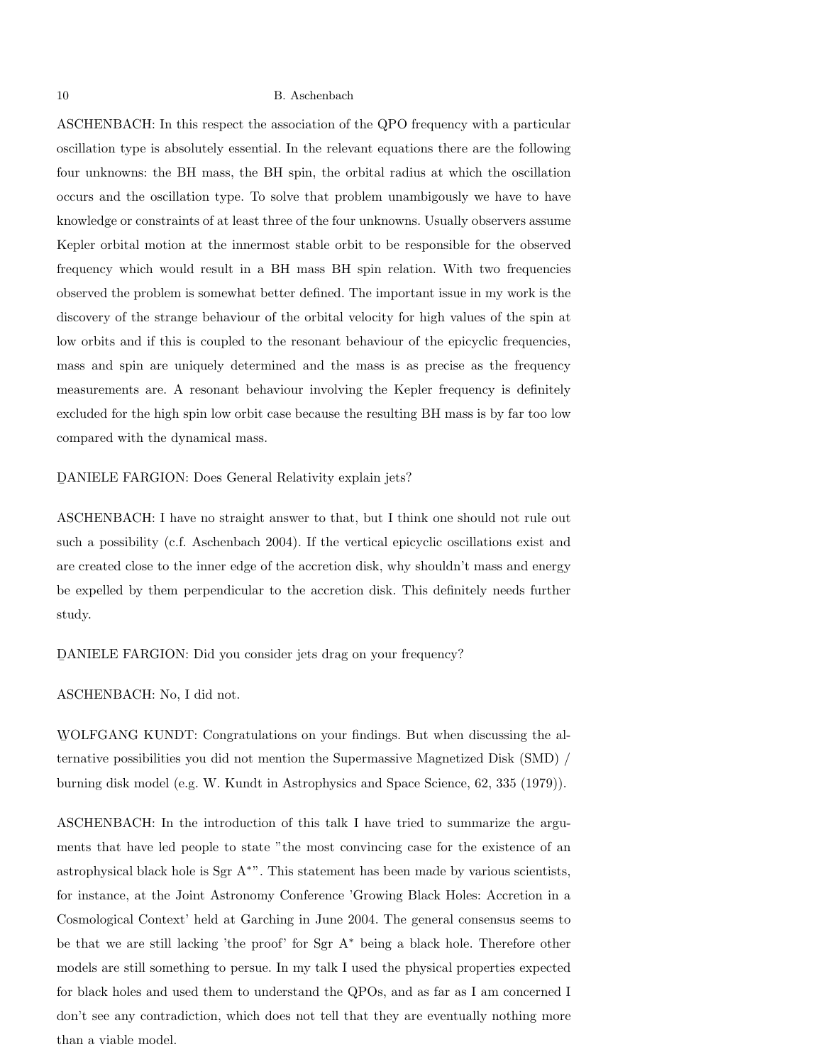ASCHENBACH: In this respect the association of the QPO frequency with a particular oscillation type is absolutely essential. In the relevant equations there are the following four unknowns: the BH mass, the BH spin, the orbital radius at which the oscillation occurs and the oscillation type. To solve that problem unambigously we have to have knowledge or constraints of at least three of the four unknowns. Usually observers assume Kepler orbital motion at the innermost stable orbit to be responsible for the observed frequency which would result in a BH mass BH spin relation. With two frequencies observed the problem is somewhat better defined. The important issue in my work is the discovery of the strange behaviour of the orbital velocity for high values of the spin at low orbits and if this is coupled to the resonant behaviour of the epicyclic frequencies, mass and spin are uniquely determined and the mass is as precise as the frequency measurements are. A resonant behaviour involving the Kepler frequency is definitely excluded for the high spin low orbit case because the resulting BH mass is by far too low compared with the dynamical mass.

DANIELE FARGION: Does General Relativity explain jets?

ASCHENBACH: I have no straight answer to that, but I think one should not rule out such a possibility (c.f. Aschenbach 2004). If the vertical epicyclic oscillations exist and are created close to the inner edge of the accretion disk, why shouldn't mass and energy be expelled by them perpendicular to the accretion disk. This definitely needs further study.

DANIELE FARGION: Did you consider jets drag on your frequency?

ASCHENBACH: No, I did not.

WOLFGANG KUNDT: Congratulations on your findings. But when discussing the alternative possibilities you did not mention the Supermassive Magnetized Disk (SMD) / burning disk model (e.g. W. Kundt in Astrophysics and Space Science, 62, 335 (1979)).

ASCHENBACH: In the introduction of this talk I have tried to summarize the arguments that have led people to state "the most convincing case for the existence of an astrophysical black hole is Sgr A$^*$". This statement has been made by various scientists, for instance, at the Joint Astronomy Conference 'Growing Black Holes: Accretion in a Cosmological Context' held at Garching in June 2004. The general consensus seems to be that we are still lacking 'the proof' for Sgr A$^*$ being a black hole. Therefore other models are still something to persue. In my talk I used the physical properties expected for black holes and used them to understand the QPOs, and as far as I am concerned I don't see any contradiction, which does not tell that they are eventually nothing more than a viable model.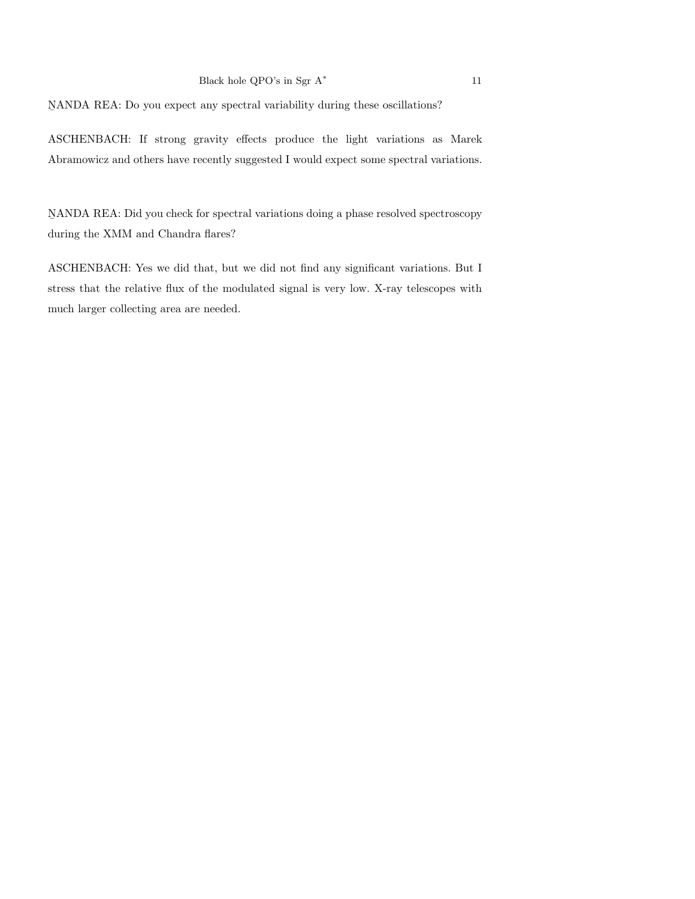N̦ANDA REA: Do you expect any spectral variability during these oscillations?

ASCHENBACH: If strong gravity effects produce the light variations as Marek Abramowicz and others have recently suggested I would expect some spectral variations.

N̦ANDA REA: Did you check for spectral variations doing a phase resolved spectroscopy during the XMM and Chandra flares?

ASCHENBACH: Yes we did that, but we did not find any significant variations. But I stress that the relative flux of the modulated signal is very low. X-ray telescopes with much larger collecting area are needed.